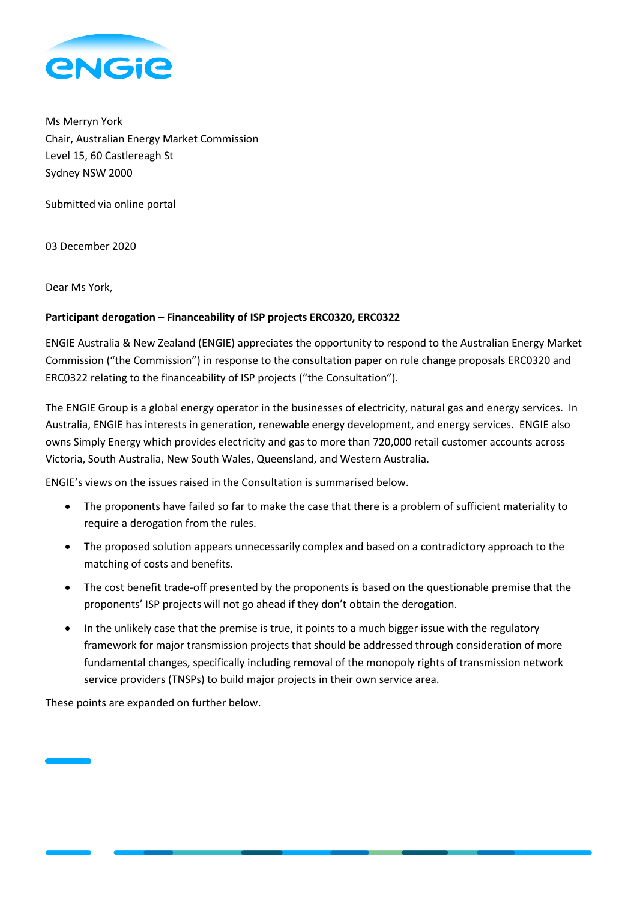Ms Merryn York
Chair, Australian Energy Market Commission
Level 15, 60 Castlereagh St
Sydney NSW 2000

Submitted via online portal

03 December 2020

Dear Ms York,

**Participant derogation – Financeability of ISP projects ERC0320, ERC0322**

ENGIE Australia & New Zealand (ENGIE) appreciates the opportunity to respond to the Australian Energy Market Commission ("the Commission") in response to the consultation paper on rule change proposals ERC0320 and ERC0322 relating to the financeability of ISP projects ("the Consultation").

The ENGIE Group is a global energy operator in the businesses of electricity, natural gas and energy services. In Australia, ENGIE has interests in generation, renewable energy development, and energy services. ENGIE also owns Simply Energy which provides electricity and gas to more than 720,000 retail customer accounts across Victoria, South Australia, New South Wales, Queensland, and Western Australia.

ENGIE's views on the issues raised in the Consultation is summarised below.

- The proponents have failed so far to make the case that there is a problem of sufficient materiality to require a derogation from the rules.
- The proposed solution appears unnecessarily complex and based on a contradictory approach to the matching of costs and benefits.
- The cost benefit trade-off presented by the proponents is based on the questionable premise that the proponents' ISP projects will not go ahead if they don't obtain the derogation.
- In the unlikely case that the premise is true, it points to a much bigger issue with the regulatory framework for major transmission projects that should be addressed through consideration of more fundamental changes, specifically including removal of the monopoly rights of transmission network service providers (TNSPs) to build major projects in their own service area.

These points are expanded on further below.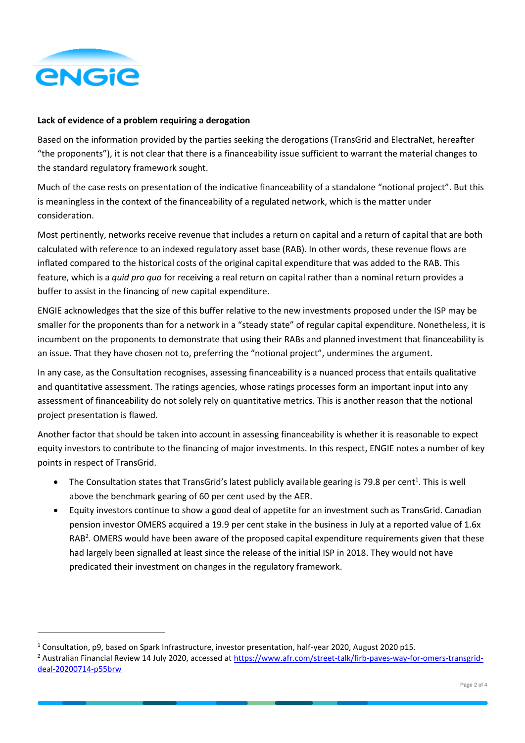**Lack of evidence of a problem requiring a derogation**

Based on the information provided by the parties seeking the derogations (TransGrid and ElectraNet, hereafter "the proponents"), it is not clear that there is a financeability issue sufficient to warrant the material changes to the standard regulatory framework sought.

Much of the case rests on presentation of the indicative financeability of a standalone "notional project". But this is meaningless in the context of the financeability of a regulated network, which is the matter under consideration.

Most pertinently, networks receive revenue that includes a return on capital and a return of capital that are both calculated with reference to an indexed regulatory asset base (RAB). In other words, these revenue flows are inflated compared to the historical costs of the original capital expenditure that was added to the RAB. This feature, which is a *quid pro quo* for receiving a real return on capital rather than a nominal return provides a buffer to assist in the financing of new capital expenditure.

ENGIE acknowledges that the size of this buffer relative to the new investments proposed under the ISP may be smaller for the proponents than for a network in a "steady state" of regular capital expenditure. Nonetheless, it is incumbent on the proponents to demonstrate that using their RABs and planned investment that financeability is an issue. That they have chosen not to, preferring the "notional project", undermines the argument.

In any case, as the Consultation recognises, assessing financeability is a nuanced process that entails qualitative and quantitative assessment. The ratings agencies, whose ratings processes form an important input into any assessment of financeability do not solely rely on quantitative metrics. This is another reason that the notional project presentation is flawed.

Another factor that should be taken into account in assessing financeability is whether it is reasonable to expect equity investors to contribute to the financing of major investments. In this respect, ENGIE notes a number of key points in respect of TransGrid.

- The Consultation states that TransGrid's latest publicly available gearing is 79.8 per cent[1]. This is well above the benchmark gearing of 60 per cent used by the AER.
- Equity investors continue to show a good deal of appetite for an investment such as TransGrid. Canadian pension investor OMERS acquired a 19.9 per cent stake in the business in July at a reported value of 1.6x RAB[2]. OMERS would have been aware of the proposed capital expenditure requirements given that these had largely been signalled at least since the release of the initial ISP in 2018. They would not have predicated their investment on changes in the regulatory framework.

---

[1] Consultation, p9, based on Spark Infrastructure, investor presentation, half-year 2020, August 2020 p15.

[2] Australian Financial Review 14 July 2020, accessed at https://www.afr.com/street-talk/firb-paves-way-for-omers-transgrid-deal-20200714-p55brw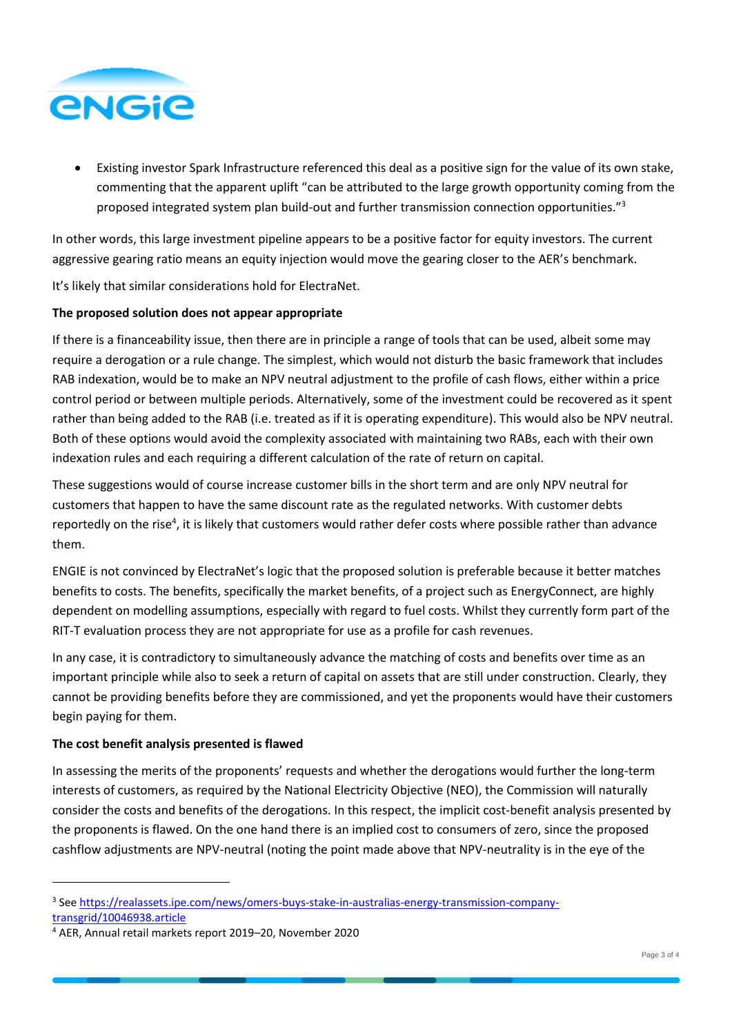- Existing investor Spark Infrastructure referenced this deal as a positive sign for the value of its own stake, commenting that the apparent uplift "can be attributed to the large growth opportunity coming from the proposed integrated system plan build-out and further transmission connection opportunities."[3]

In other words, this large investment pipeline appears to be a positive factor for equity investors. The current aggressive gearing ratio means an equity injection would move the gearing closer to the AER's benchmark.

It's likely that similar considerations hold for ElectraNet.

**The proposed solution does not appear appropriate**

If there is a financeability issue, then there are in principle a range of tools that can be used, albeit some may require a derogation or a rule change. The simplest, which would not disturb the basic framework that includes RAB indexation, would be to make an NPV neutral adjustment to the profile of cash flows, either within a price control period or between multiple periods. Alternatively, some of the investment could be recovered as it spent rather than being added to the RAB (i.e. treated as if it is operating expenditure). This would also be NPV neutral. Both of these options would avoid the complexity associated with maintaining two RABs, each with their own indexation rules and each requiring a different calculation of the rate of return on capital.

These suggestions would of course increase customer bills in the short term and are only NPV neutral for customers that happen to have the same discount rate as the regulated networks. With customer debts reportedly on the rise[4], it is likely that customers would rather defer costs where possible rather than advance them.

ENGIE is not convinced by ElectraNet's logic that the proposed solution is preferable because it better matches benefits to costs. The benefits, specifically the market benefits, of a project such as EnergyConnect, are highly dependent on modelling assumptions, especially with regard to fuel costs. Whilst they currently form part of the RIT-T evaluation process they are not appropriate for use as a profile for cash revenues.

In any case, it is contradictory to simultaneously advance the matching of costs and benefits over time as an important principle while also to seek a return of capital on assets that are still under construction. Clearly, they cannot be providing benefits before they are commissioned, and yet the proponents would have their customers begin paying for them.

**The cost benefit analysis presented is flawed**

In assessing the merits of the proponents' requests and whether the derogations would further the long-term interests of customers, as required by the National Electricity Objective (NEO), the Commission will naturally consider the costs and benefits of the derogations. In this respect, the implicit cost-benefit analysis presented by the proponents is flawed. On the one hand there is an implied cost to consumers of zero, since the proposed cashflow adjustments are NPV-neutral (noting the point made above that NPV-neutrality is in the eye of the

---

[3] See https://realassets.ipe.com/news/omers-buys-stake-in-australias-energy-transmission-company-transgrid/10046938.article

[4] AER, Annual retail markets report 2019–20, November 2020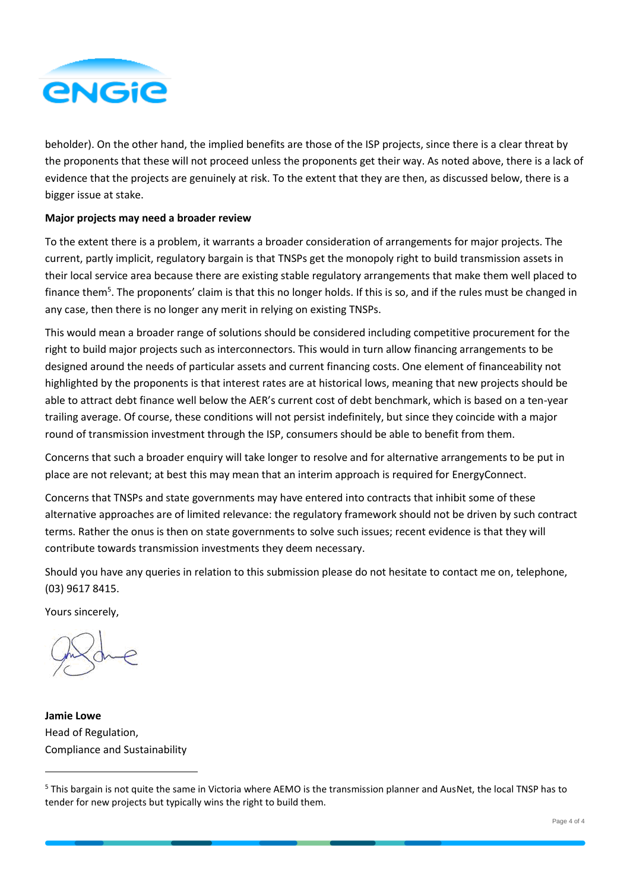beholder). On the other hand, the implied benefits are those of the ISP projects, since there is a clear threat by the proponents that these will not proceed unless the proponents get their way. As noted above, there is a lack of evidence that the projects are genuinely at risk. To the extent that they are then, as discussed below, there is a bigger issue at stake.

**Major projects may need a broader review**

To the extent there is a problem, it warrants a broader consideration of arrangements for major projects. The current, partly implicit, regulatory bargain is that TNSPs get the monopoly right to build transmission assets in their local service area because there are existing stable regulatory arrangements that make them well placed to finance them[5]. The proponents' claim is that this no longer holds. If this is so, and if the rules must be changed in any case, then there is no longer any merit in relying on existing TNSPs.

This would mean a broader range of solutions should be considered including competitive procurement for the right to build major projects such as interconnectors. This would in turn allow financing arrangements to be designed around the needs of particular assets and current financing costs. One element of financeability not highlighted by the proponents is that interest rates are at historical lows, meaning that new projects should be able to attract debt finance well below the AER's current cost of debt benchmark, which is based on a ten-year trailing average. Of course, these conditions will not persist indefinitely, but since they coincide with a major round of transmission investment through the ISP, consumers should be able to benefit from them.

Concerns that such a broader enquiry will take longer to resolve and for alternative arrangements to be put in place are not relevant; at best this may mean that an interim approach is required for EnergyConnect.

Concerns that TNSPs and state governments may have entered into contracts that inhibit some of these alternative approaches are of limited relevance: the regulatory framework should not be driven by such contract terms. Rather the onus is then on state governments to solve such issues; recent evidence is that they will contribute towards transmission investments they deem necessary.

Should you have any queries in relation to this submission please do not hesitate to contact me on, telephone, (03) 9617 8415.

Yours sincerely,

**Jamie Lowe**
Head of Regulation,
Compliance and Sustainability

[5] This bargain is not quite the same in Victoria where AEMO is the transmission planner and AusNet, the local TNSP has to tender for new projects but typically wins the right to build them.